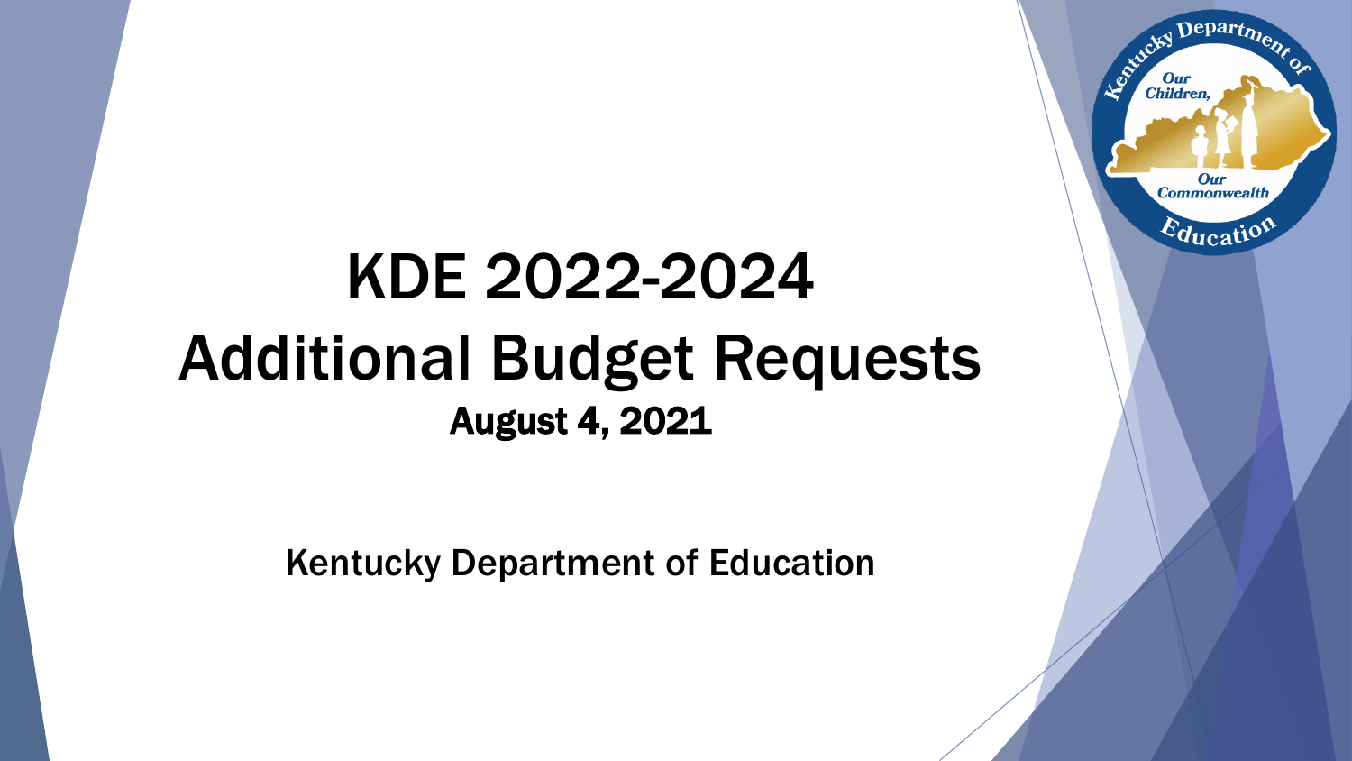# KDE 2022-2024 Additional Budget Requests

**August 4, 2021**

Kentucky Department of Education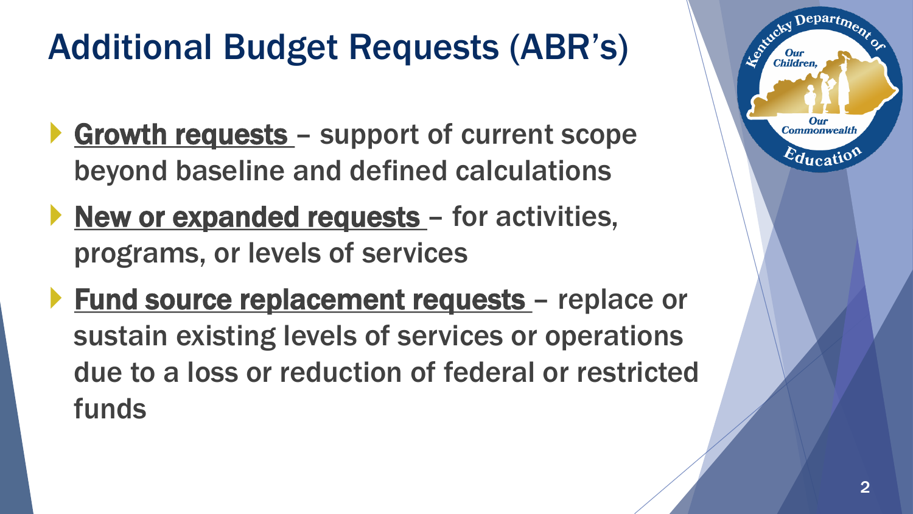# Additional Budget Requests (ABR's)

- **Growth requests** – support of current scope beyond baseline and defined calculations
- **New or expanded requests** – for activities, programs, or levels of services
- **Fund source replacement requests** – replace or sustain existing levels of services or operations due to a loss or reduction of federal or restricted funds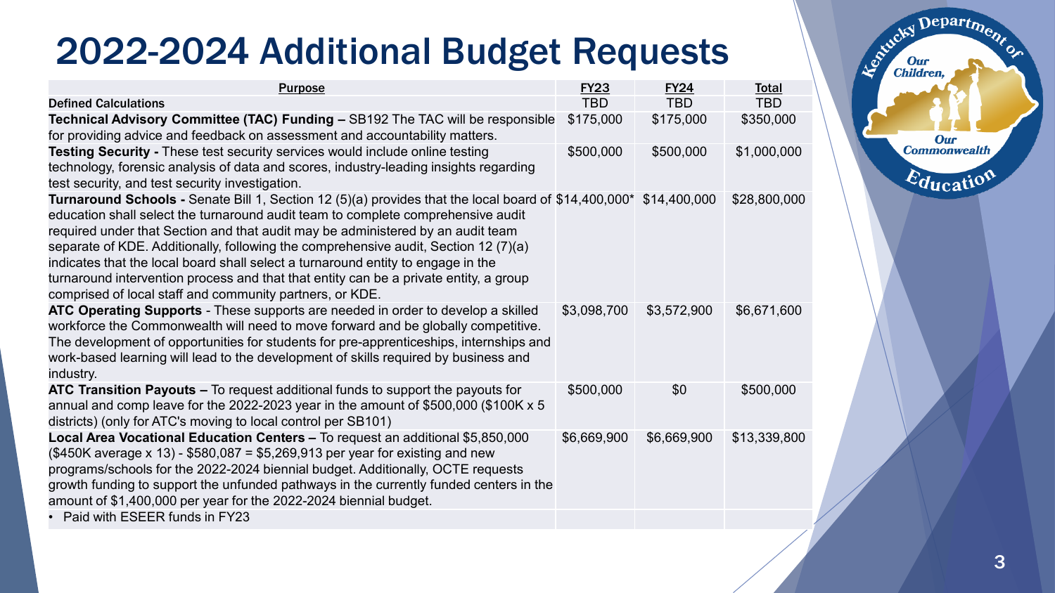# 2022-2024 Additional Budget Requests

| Purpose | FY23 | FY24 | Total |
|---|---|---|---|
| **Defined Calculations** | TBD | TBD | TBD |
| **Technical Advisory Committee (TAC) Funding –** SB192 The TAC will be responsible for providing advice and feedback on assessment and accountability matters. | $175,000 | $175,000 | $350,000 |
| **Testing Security -** These test security services would include online testing technology, forensic analysis of data and scores, industry-leading insights regarding test security, and test security investigation. | $500,000 | $500,000 | $1,000,000 |
| **Turnaround Schools -** Senate Bill 1, Section 12 (5)(a) provides that the local board of education shall select the turnaround audit team to complete comprehensive audit required under that Section and that audit may be administered by an audit team separate of KDE. Additionally, following the comprehensive audit, Section 12 (7)(a) indicates that the local board shall select a turnaround entity to engage in the turnaround intervention process and that that entity can be a private entity, a group comprised of local staff and community partners, or KDE. | $14,400,000* | $14,400,000 | $28,800,000 |
| **ATC Operating Supports** - These supports are needed in order to develop a skilled workforce the Commonwealth will need to move forward and be globally competitive. The development of opportunities for students for pre-apprenticeships, internships and work-based learning will lead to the development of skills required by business and industry. | $3,098,700 | $3,572,900 | $6,671,600 |
| **ATC Transition Payouts –** To request additional funds to support the payouts for annual and comp leave for the 2022-2023 year in the amount of $500,000 ($100K x 5 districts) (only for ATC's moving to local control per SB101) | $500,000 | $0 | $500,000 |
| **Local Area Vocational Education Centers –** To request an additional $5,850,000 ($450K average x 13) - $580,087 = $5,269,913 per year for existing and new programs/schools for the 2022-2024 biennial budget. Additionally, OCTE requests growth funding to support the unfunded pathways in the currently funded centers in the amount of $1,400,000 per year for the 2022-2024 biennial budget. | $6,669,900 | $6,669,900 | $13,339,800 |
| • Paid with ESEER funds in FY23 | | | |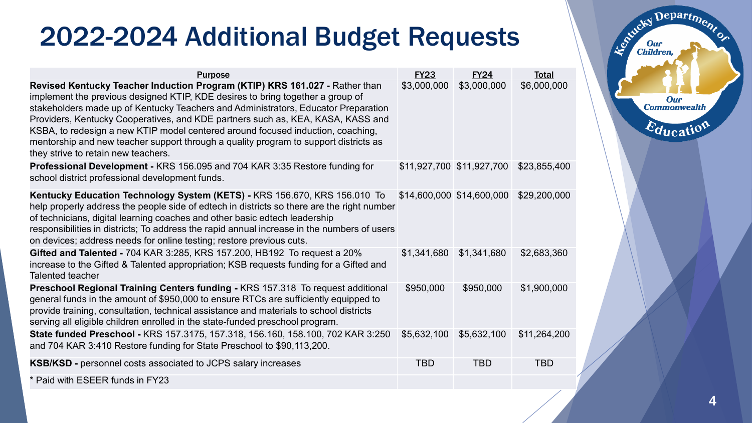# 2022-2024 Additional Budget Requests

| Purpose | FY23 | FY24 | Total |
|---|---|---|---|
| **Revised Kentucky Teacher Induction Program (KTIP) KRS 161.027 -** Rather than implement the previous designed KTIP, KDE desires to bring together a group of stakeholders made up of Kentucky Teachers and Administrators, Educator Preparation Providers, Kentucky Cooperatives, and KDE partners such as, KEA, KASA, KASS and KSBA, to redesign a new KTIP model centered around focused induction, coaching, mentorship and new teacher support through a quality program to support districts as they strive to retain new teachers. | $3,000,000 | $3,000,000 | $6,000,000 |
| **Professional Development -** KRS 156.095 and 704 KAR 3:35 Restore funding for school district professional development funds. | $11,927,700 | $11,927,700 | $23,855,400 |
| **Kentucky Education Technology System (KETS) -** KRS 156.670, KRS 156.010 To help properly address the people side of edtech in districts so there are the right number of technicians, digital learning coaches and other basic edtech leadership responsibilities in districts; To address the rapid annual increase in the numbers of users on devices; address needs for online testing; restore previous cuts. | $14,600,000 | $14,600,000 | $29,200,000 |
| **Gifted and Talented -** 704 KAR 3:285, KRS 157.200, HB192 To request a 20% increase to the Gifted & Talented appropriation; KSB requests funding for a Gifted and Talented teacher | $1,341,680 | $1,341,680 | $2,683,360 |
| **Preschool Regional Training Centers funding -** KRS 157.318 To request additional general funds in the amount of $950,000 to ensure RTCs are sufficiently equipped to provide training, consultation, technical assistance and materials to school districts serving all eligible children enrolled in the state-funded preschool program. | $950,000 | $950,000 | $1,900,000 |
| **State funded Preschool -** KRS 157.3175, 157.318, 156.160, 158.100, 702 KAR 3:250 and 704 KAR 3:410 Restore funding for State Preschool to $90,113,200. | $5,632,100 | $5,632,100 | $11,264,200 |
| **KSB/KSD -** personnel costs associated to JCPS salary increases | TBD | TBD | TBD |
| * Paid with ESEER funds in FY23 | | | |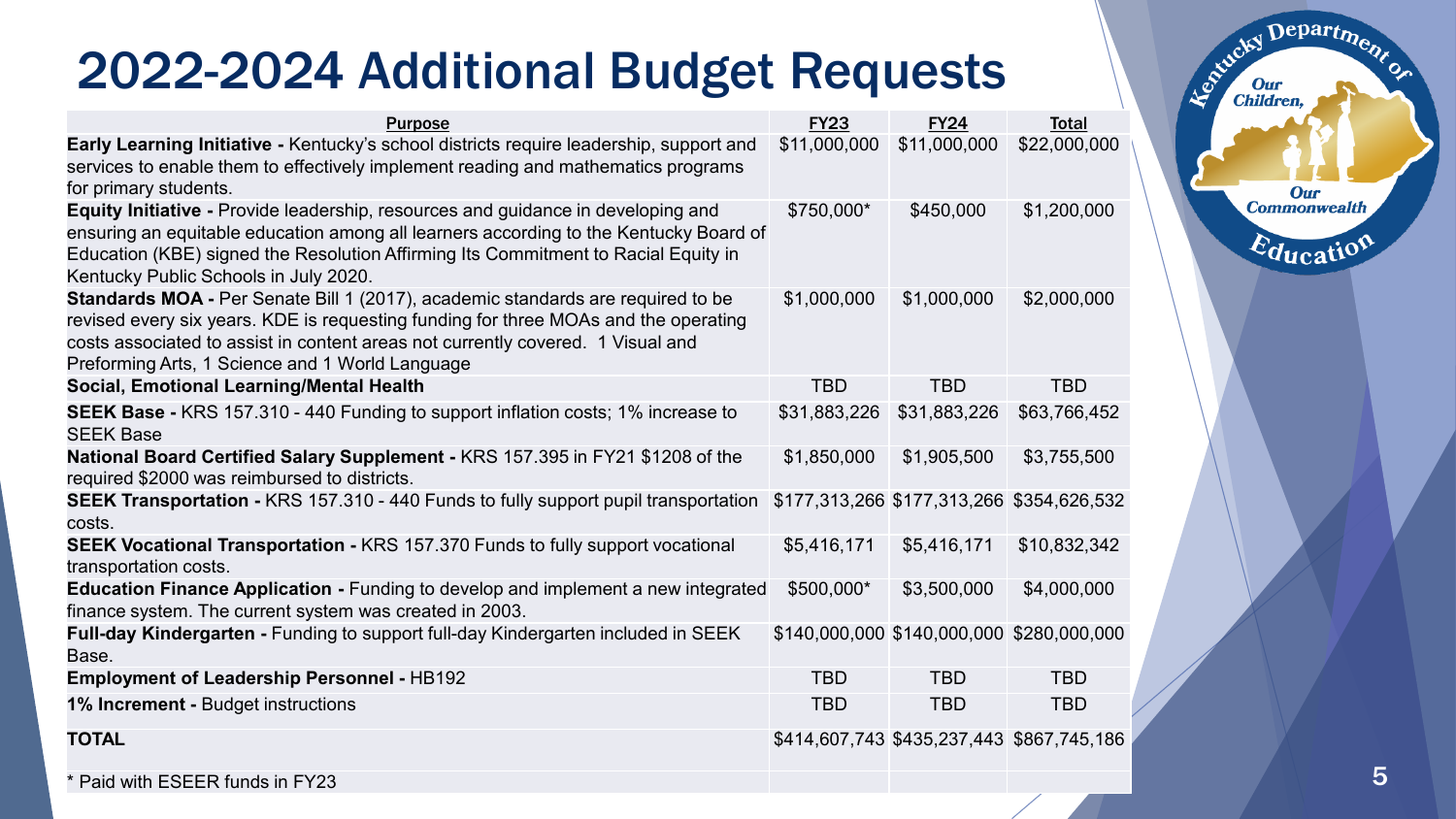# 2022-2024 Additional Budget Requests

| Purpose | FY23 | FY24 | Total |
|---|---|---|---|
| **Early Learning Initiative -** Kentucky's school districts require leadership, support and services to enable them to effectively implement reading and mathematics programs for primary students. | $11,000,000 | $11,000,000 | $22,000,000 |
| **Equity Initiative -** Provide leadership, resources and guidance in developing and ensuring an equitable education among all learners according to the Kentucky Board of Education (KBE) signed the Resolution Affirming Its Commitment to Racial Equity in Kentucky Public Schools in July 2020. | $750,000* | $450,000 | $1,200,000 |
| **Standards MOA -** Per Senate Bill 1 (2017), academic standards are required to be revised every six years. KDE is requesting funding for three MOAs and the operating costs associated to assist in content areas not currently covered. 1 Visual and Preforming Arts, 1 Science and 1 World Language | $1,000,000 | $1,000,000 | $2,000,000 |
| **Social, Emotional Learning/Mental Health** | TBD | TBD | TBD |
| **SEEK Base -** KRS 157.310 - 440 Funding to support inflation costs; 1% increase to SEEK Base | $31,883,226 | $31,883,226 | $63,766,452 |
| **National Board Certified Salary Supplement -** KRS 157.395 in FY21 $1208 of the required $2000 was reimbursed to districts. | $1,850,000 | $1,905,500 | $3,755,500 |
| **SEEK Transportation -** KRS 157.310 - 440 Funds to fully support pupil transportation costs. | $177,313,266 | $177,313,266 | $354,626,532 |
| **SEEK Vocational Transportation -** KRS 157.370 Funds to fully support vocational transportation costs. | $5,416,171 | $5,416,171 | $10,832,342 |
| **Education Finance Application -** Funding to develop and implement a new integrated finance system. The current system was created in 2003. | $500,000* | $3,500,000 | $4,000,000 |
| **Full-day Kindergarten -** Funding to support full-day Kindergarten included in SEEK Base. | $140,000,000 | $140,000,000 | $280,000,000 |
| **Employment of Leadership Personnel -** HB192 | TBD | TBD | TBD |
| **1% Increment -** Budget instructions | TBD | TBD | TBD |
| **TOTAL** | $414,607,743 | $435,237,443 | $867,745,186 |
| * Paid with ESEER funds in FY23 | | | |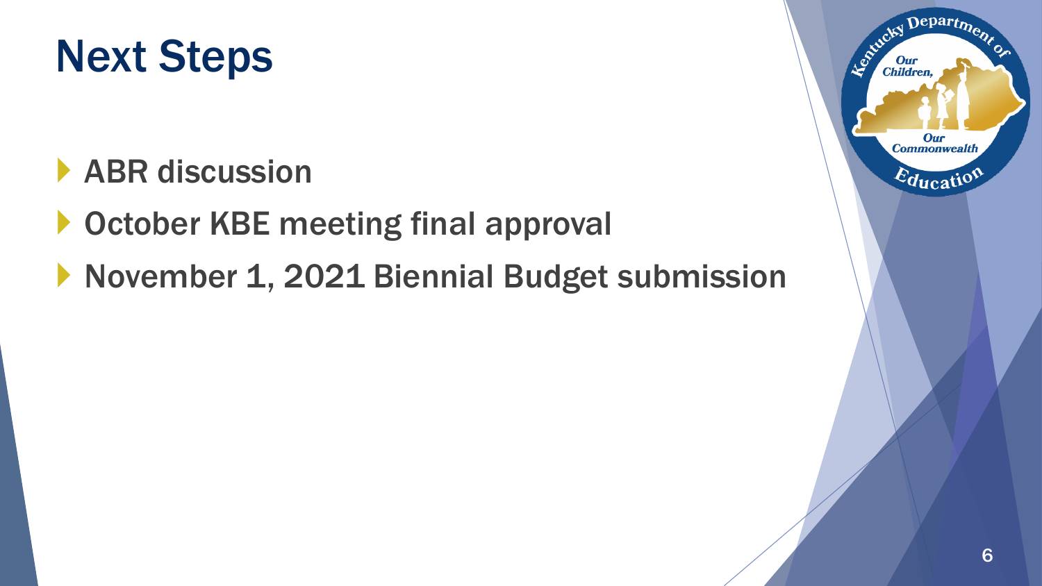# Next Steps

- ABR discussion
- October KBE meeting final approval
- November 1, 2021 Biennial Budget submission